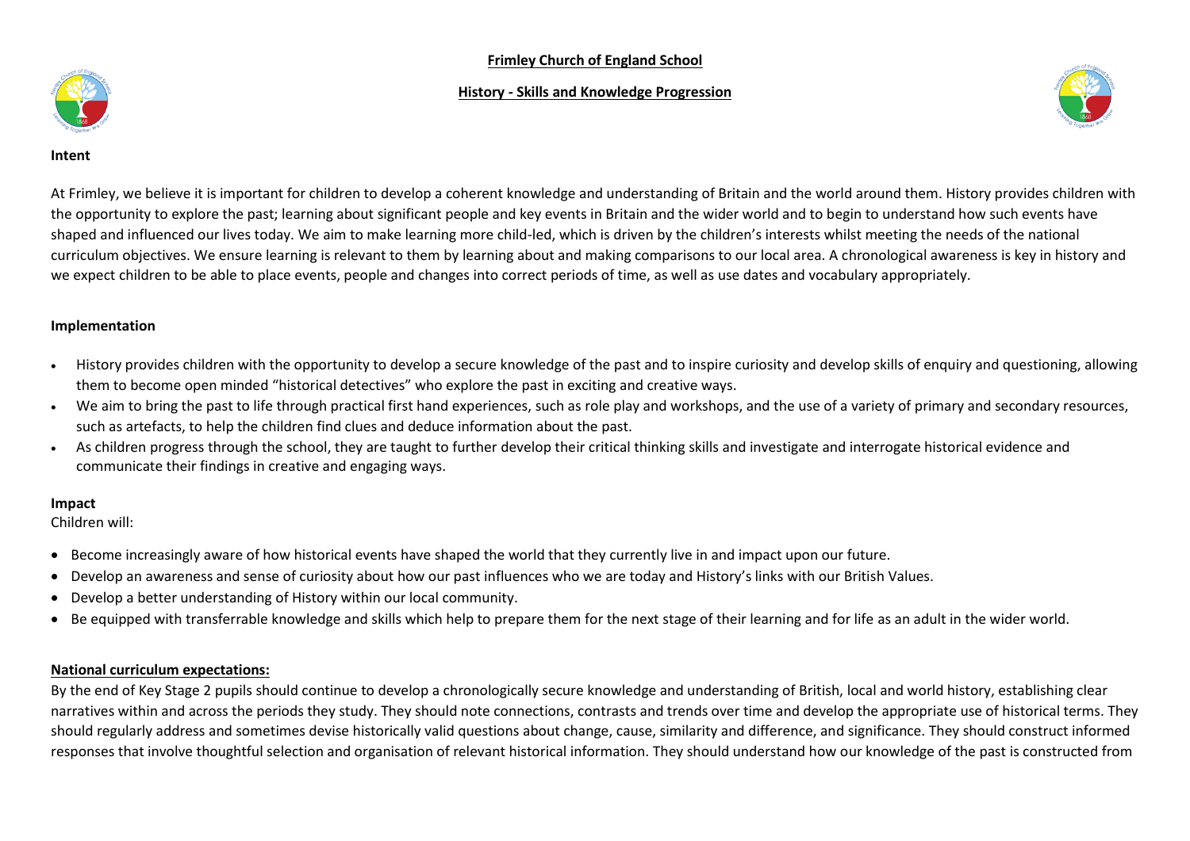**Frimley Church of England School**

**History - Skills and Knowledge Progression**

**Intent**

At Frimley, we believe it is important for children to develop a coherent knowledge and understanding of Britain and the world around them. History provides children with the opportunity to explore the past; learning about significant people and key events in Britain and the wider world and to begin to understand how such events have shaped and influenced our lives today. We aim to make learning more child-led, which is driven by the children's interests whilst meeting the needs of the national curriculum objectives. We ensure learning is relevant to them by learning about and making comparisons to our local area. A chronological awareness is key in history and we expect children to be able to place events, people and changes into correct periods of time, as well as use dates and vocabulary appropriately.

**Implementation**

- History provides children with the opportunity to develop a secure knowledge of the past and to inspire curiosity and develop skills of enquiry and questioning, allowing them to become open minded "historical detectives" who explore the past in exciting and creative ways.
- We aim to bring the past to life through practical first hand experiences, such as role play and workshops, and the use of a variety of primary and secondary resources, such as artefacts, to help the children find clues and deduce information about the past.
- As children progress through the school, they are taught to further develop their critical thinking skills and investigate and interrogate historical evidence and communicate their findings in creative and engaging ways.

**Impact**

Children will:

- Become increasingly aware of how historical events have shaped the world that they currently live in and impact upon our future.
- Develop an awareness and sense of curiosity about how our past influences who we are today and History's links with our British Values.
- Develop a better understanding of History within our local community.
- Be equipped with transferrable knowledge and skills which help to prepare them for the next stage of their learning and for life as an adult in the wider world.

**National curriculum expectations:**

By the end of Key Stage 2 pupils should continue to develop a chronologically secure knowledge and understanding of British, local and world history, establishing clear narratives within and across the periods they study. They should note connections, contrasts and trends over time and develop the appropriate use of historical terms. They should regularly address and sometimes devise historically valid questions about change, cause, similarity and difference, and significance. They should construct informed responses that involve thoughtful selection and organisation of relevant historical information. They should understand how our knowledge of the past is constructed from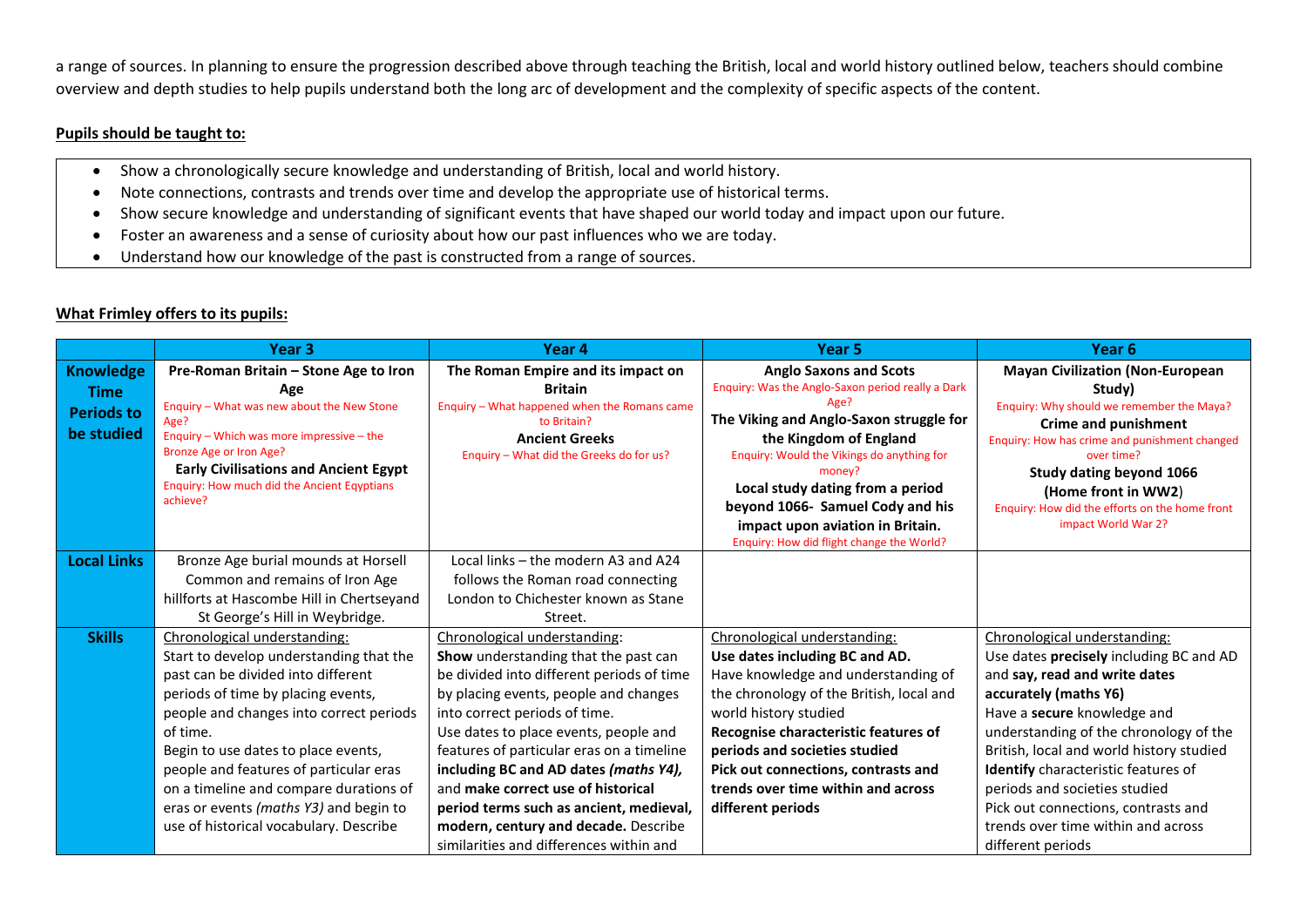a range of sources. In planning to ensure the progression described above through teaching the British, local and world history outlined below, teachers should combine overview and depth studies to help pupils understand both the long arc of development and the complexity of specific aspects of the content.

**Pupils should be taught to:**

- Show a chronologically secure knowledge and understanding of British, local and world history.
- Note connections, contrasts and trends over time and develop the appropriate use of historical terms.
- Show secure knowledge and understanding of significant events that have shaped our world today and impact upon our future.
- Foster an awareness and a sense of curiosity about how our past influences who we are today.
- Understand how our knowledge of the past is constructed from a range of sources.

**What Frimley offers to its pupils:**

| | Year 3 | Year 4 | Year 5 | Year 6 |
|---|---|---|---|---|
| **Knowledge Time Periods to be studied** | **Pre-Roman Britain – Stone Age to Iron Age**<br>Enquiry – What was new about the New Stone Age?<br>Enquiry – Which was more impressive – the Bronze Age or Iron Age?<br>**Early Civilisations and Ancient Egypt**<br>Enquiry: How much did the Ancient Eqyptians achieve? | **The Roman Empire and its impact on Britain**<br>Enquiry – What happened when the Romans came to Britain?<br>**Ancient Greeks**<br>Enquiry – What did the Greeks do for us? | **Anglo Saxons and Scots**<br>Enquiry: Was the Anglo-Saxon period really a Dark Age?<br>**The Viking and Anglo-Saxon struggle for the Kingdom of England**<br>Enquiry: Would the Vikings do anything for money?<br>**Local study dating from a period beyond 1066- Samuel Cody and his impact upon aviation in Britain.**<br>Enquiry: How did flight change the World? | **Mayan Civilization (Non-European Study)**<br>Enquiry: Why should we remember the Maya?<br>**Crime and punishment**<br>Enquiry: How has crime and punishment changed over time?<br>**Study dating beyond 1066 (Home front in WW2)**<br>Enquiry: How did the efforts on the home front impact World War 2? |
| **Local Links** | Bronze Age burial mounds at Horsell Common and remains of Iron Age hillforts at Hascombe Hill in Chertseyand St George's Hill in Weybridge. | Local links – the modern A3 and A24 follows the Roman road connecting London to Chichester known as Stane Street. | | |
| **Skills** | Chronological understanding:<br>Start to develop understanding that the past can be divided into different periods of time by placing events, people and changes into correct periods of time.<br>Begin to use dates to place events, people and features of particular eras on a timeline and compare durations of eras or events *(maths Y3)* and begin to use of historical vocabulary. Describe | Chronological understanding:<br>**Show** understanding that the past can be divided into different periods of time by placing events, people and changes into correct periods of time.<br>Use dates to place events, people and features of particular eras on a timeline **including BC and AD dates *(maths Y4),*** and **make correct use of historical period terms such as ancient, medieval, modern, century and decade.** Describe similarities and differences within and | Chronological understanding:<br>**Use dates including BC and AD.**<br>Have knowledge and understanding of the chronology of the British, local and world history studied<br>**Recognise characteristic features of periods and societies studied**<br>**Pick out connections, contrasts and trends over time within and across different periods** | Chronological understanding:<br>Use dates **precisely** including BC and AD and **say, read and write dates accurately (maths Y6)**<br>Have a **secure** knowledge and understanding of the chronology of the British, local and world history studied<br>**Identify** characteristic features of periods and societies studied<br>Pick out connections, contrasts and trends over time within and across different periods |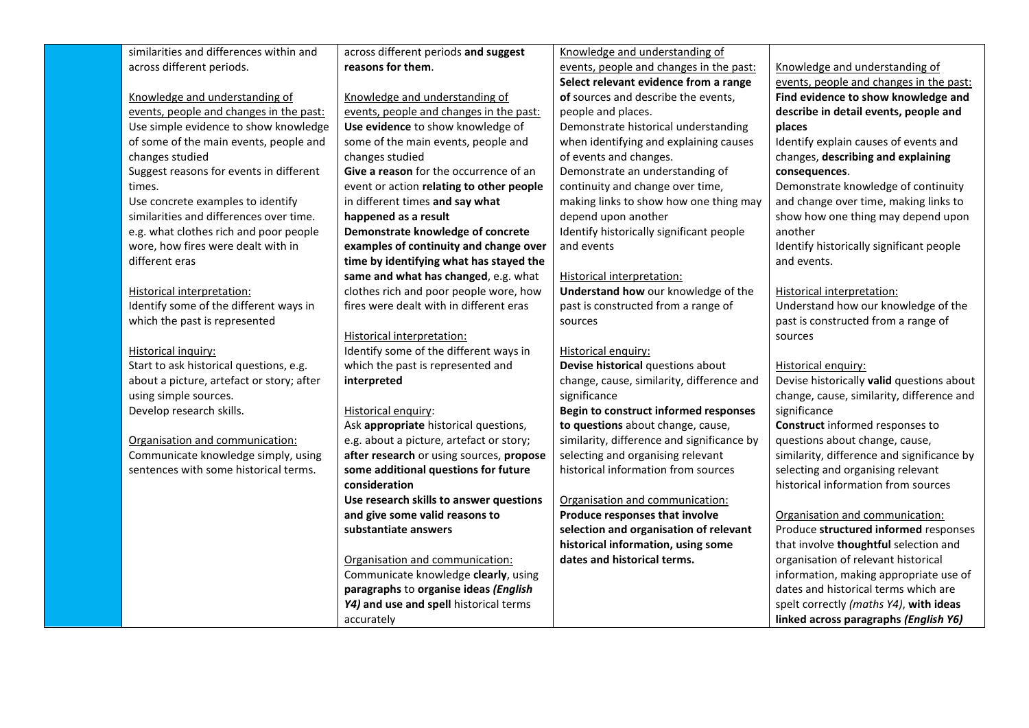| | | | | |
|---|---|---|---|---|
| | similarities and differences within and across different periods.<br><br>Knowledge and understanding of events, people and changes in the past:<br>Use simple evidence to show knowledge of some of the main events, people and changes studied<br>Suggest reasons for events in different times.<br>Use concrete examples to identify similarities and differences over time. e.g. what clothes rich and poor people wore, how fires were dealt with in different eras<br><br>Historical interpretation:<br>Identify some of the different ways in which the past is represented<br><br>Historical inquiry:<br>Start to ask historical questions, e.g. about a picture, artefact or story; after using simple sources.<br>Develop research skills.<br><br>Organisation and communication:<br>Communicate knowledge simply, using sentences with some historical terms. | across different periods **and suggest reasons for them**.<br><br>Knowledge and understanding of events, people and changes in the past:<br>**Use evidence** to show knowledge of some of the main events, people and changes studied<br>**Give a reason** for the occurrence of an event or action **relating to other people** in different times **and say what happened as a result**<br>**Demonstrate knowledge of concrete examples of continuity and change over time by identifying what has stayed the same and what has changed**, e.g. what clothes rich and poor people wore, how fires were dealt with in different eras<br><br>Historical interpretation:<br>Identify some of the different ways in which the past is represented and **interpreted**<br><br>Historical enquiry:<br>Ask **appropriate** historical questions, e.g. about a picture, artefact or story; **after research** or using sources, **propose some additional questions for future consideration**<br>**Use research skills to answer questions and give some valid reasons to substantiate answers**<br><br>Organisation and communication:<br>Communicate knowledge **clearly**, using **paragraphs** to **organise ideas *(English Y4)*** **and use and spell** historical terms accurately | Knowledge and understanding of events, people and changes in the past:<br>**Select relevant evidence from a range of** sources and describe the events, people and places.<br>Demonstrate historical understanding when identifying and explaining causes of events and changes.<br>Demonstrate an understanding of continuity and change over time, making links to show how one thing may depend upon another<br>Identify historically significant people and events<br><br>Historical interpretation:<br>**Understand how** our knowledge of the past is constructed from a range of sources<br><br>Historical enquiry:<br>**Devise historical** questions about change, cause, similarity, difference and significance<br>**Begin to construct informed responses to questions** about change, cause, similarity, difference and significance by selecting and organising relevant historical information from sources<br><br>Organisation and communication:<br>**Produce responses that involve selection and organisation of relevant historical information, using some dates and historical terms.** | Knowledge and understanding of events, people and changes in the past:<br>**Find evidence to show knowledge and describe in detail events, people and places**<br>Identify explain causes of events and changes, **describing and explaining consequences**.<br>Demonstrate knowledge of continuity and change over time, making links to show how one thing may depend upon another<br>Identify historically significant people and events.<br><br>Historical interpretation:<br>Understand how our knowledge of the past is constructed from a range of sources<br><br>Historical enquiry:<br>Devise historically **valid** questions about change, cause, similarity, difference and significance<br>**Construct** informed responses to questions about change, cause, similarity, difference and significance by selecting and organising relevant historical information from sources<br><br>Organisation and communication:<br>Produce **structured informed** responses that involve **thoughtful** selection and organisation of relevant historical information, making appropriate use of dates and historical terms which are spelt correctly *(maths Y4)*, **with ideas linked across paragraphs *(English Y6)*** |